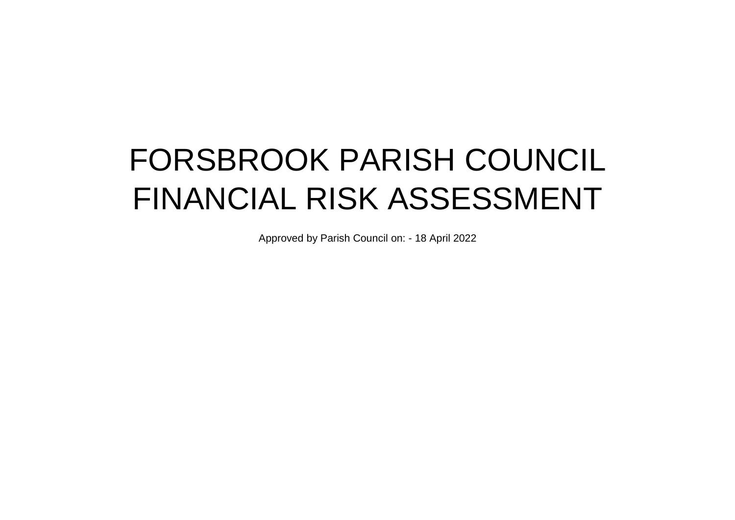# FORSBROOK PARISH COUNCIL
# FINANCIAL RISK ASSESSMENT

Approved by Parish Council on: - 18 April 2022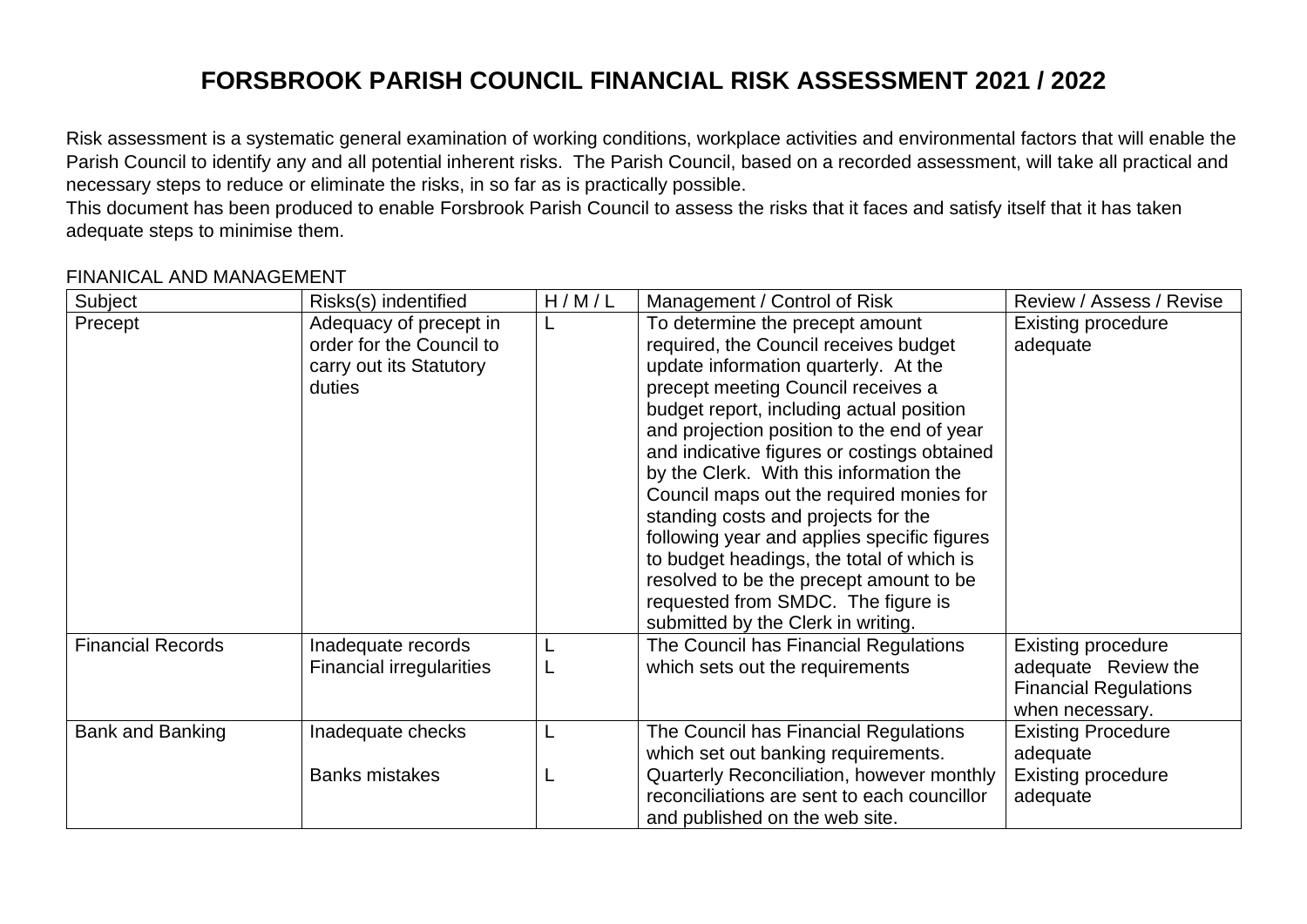# FORSBROOK PARISH COUNCIL FINANCIAL RISK ASSESSMENT 2021 / 2022

Risk assessment is a systematic general examination of working conditions, workplace activities and environmental factors that will enable the Parish Council to identify any and all potential inherent risks. The Parish Council, based on a recorded assessment, will take all practical and necessary steps to reduce or eliminate the risks, in so far as is practically possible.

This document has been produced to enable Forsbrook Parish Council to assess the risks that it faces and satisfy itself that it has taken adequate steps to minimise them.

FINANICAL AND MANAGEMENT

| Subject | Risks(s) indentified | H / M / L | Management / Control of Risk | Review / Assess / Revise |
|---|---|---|---|---|
| Precept | Adequacy of precept in order for the Council to carry out its Statutory duties | L | To determine the precept amount required, the Council receives budget update information quarterly. At the precept meeting Council receives a budget report, including actual position and projection position to the end of year and indicative figures or costings obtained by the Clerk. With this information the Council maps out the required monies for standing costs and projects for the following year and applies specific figures to budget headings, the total of which is resolved to be the precept amount to be requested from SMDC. The figure is submitted by the Clerk in writing. | Existing procedure adequate |
| Financial Records | Inadequate records<br>Financial irregularities | L<br>L | The Council has Financial Regulations which sets out the requirements | Existing procedure adequate Review the Financial Regulations when necessary. |
| Bank and Banking | Inadequate checks<br><br>Banks mistakes | L<br><br>L | The Council has Financial Regulations which set out banking requirements.<br>Quarterly Reconciliation, however monthly reconciliations are sent to each councillor and published on the web site. | Existing Procedure adequate<br>Existing procedure adequate |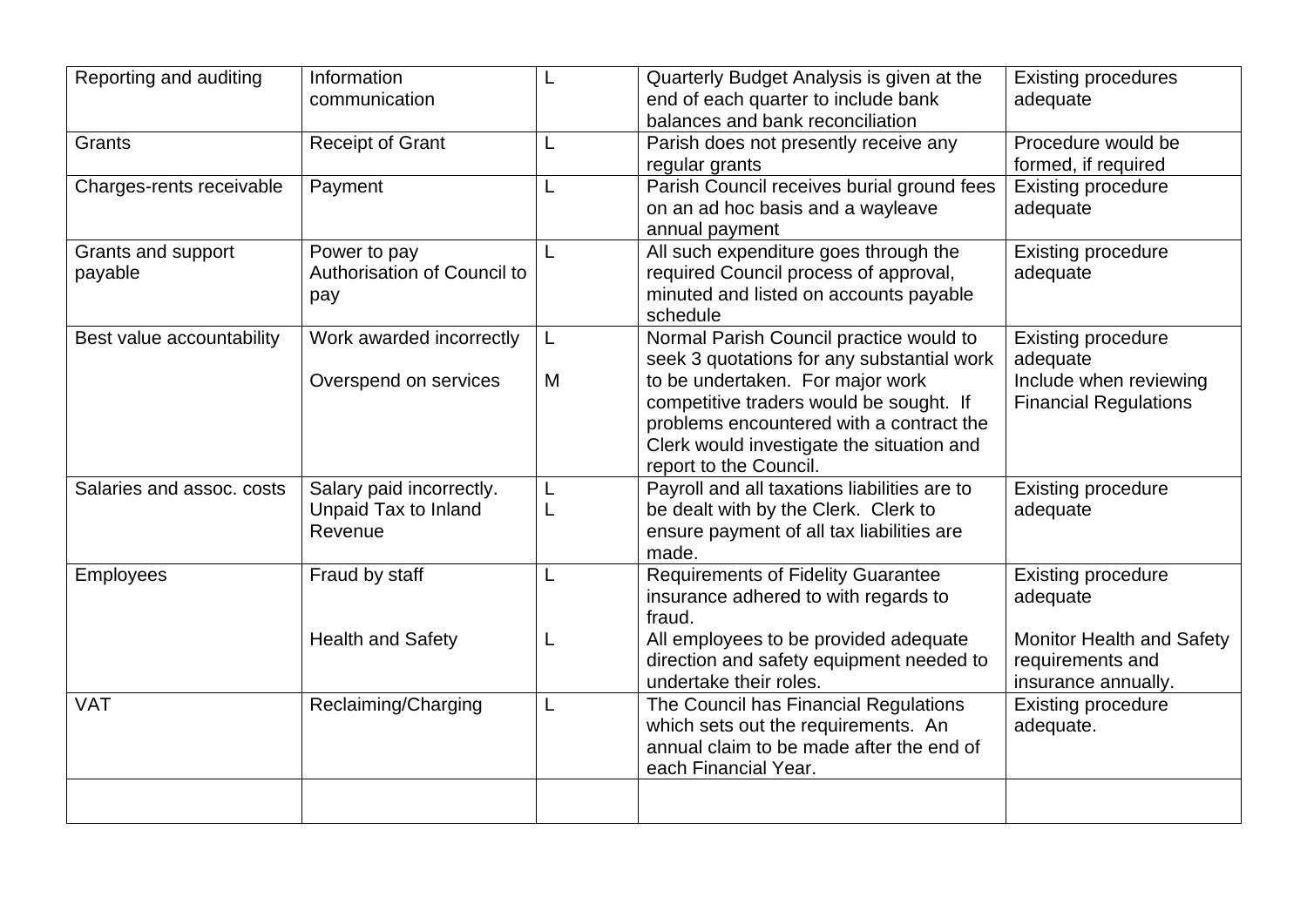| Reporting and auditing | Information communication | L | Quarterly Budget Analysis is given at the end of each quarter to include bank balances and bank reconciliation | Existing procedures adequate |
|---|---|---|---|---|
| Grants | Receipt of Grant | L | Parish does not presently receive any regular grants | Procedure would be formed, if required |
| Charges-rents receivable | Payment | L | Parish Council receives burial ground fees on an ad hoc basis and a wayleave annual payment | Existing procedure adequate |
| Grants and support payable | Power to pay Authorisation of Council to pay | L | All such expenditure goes through the required Council process of approval, minuted and listed on accounts payable schedule | Existing procedure adequate |
| Best value accountability | Work awarded incorrectly<br><br>Overspend on services | L<br><br>M | Normal Parish Council practice would to seek 3 quotations for any substantial work to be undertaken. For major work competitive traders would be sought. If problems encountered with a contract the Clerk would investigate the situation and report to the Council. | Existing procedure adequate<br>Include when reviewing Financial Regulations |
| Salaries and assoc. costs | Salary paid incorrectly.<br>Unpaid Tax to Inland Revenue | L<br>L | Payroll and all taxations liabilities are to be dealt with by the Clerk. Clerk to ensure payment of all tax liabilities are made. | Existing procedure adequate |
| Employees | Fraud by staff<br><br>Health and Safety | L<br><br>L | Requirements of Fidelity Guarantee insurance adhered to with regards to fraud.<br>All employees to be provided adequate direction and safety equipment needed to undertake their roles. | Existing procedure adequate<br><br>Monitor Health and Safety requirements and insurance annually. |
| VAT | Reclaiming/Charging | L | The Council has Financial Regulations which sets out the requirements. An annual claim to be made after the end of each Financial Year. | Existing procedure adequate. |
| | | | | |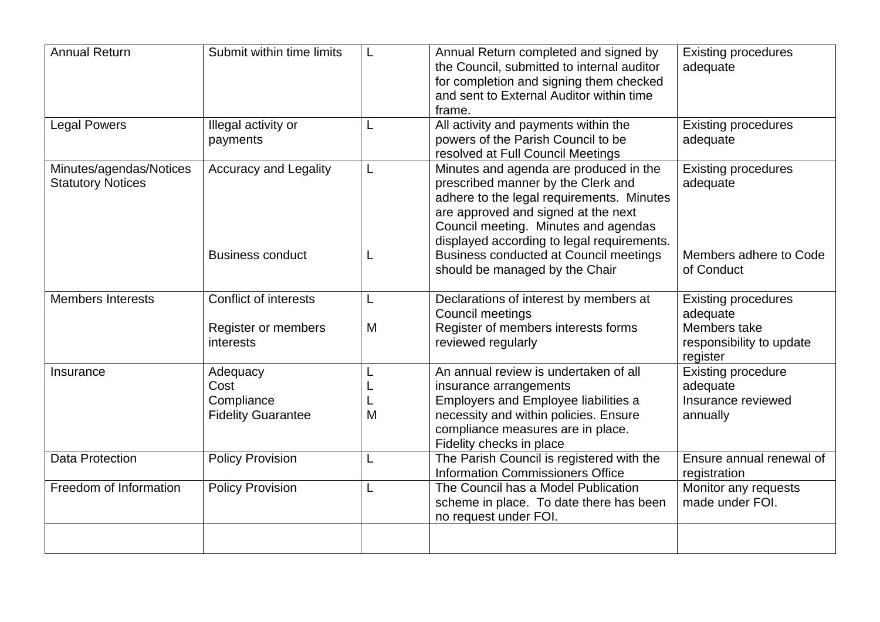| | | | | |
|---|---|---|---|---|
| Annual Return | Submit within time limits | L | Annual Return completed and signed by the Council, submitted to internal auditor for completion and signing them checked and sent to External Auditor within time frame. | Existing procedures adequate |
| Legal Powers | Illegal activity or payments | L | All activity and payments within the powers of the Parish Council to be resolved at Full Council Meetings | Existing procedures adequate |
| Minutes/agendas/Notices Statutory Notices | Accuracy and Legality<br><br><br><br><br>Business conduct | L<br><br><br><br><br>L | Minutes and agenda are produced in the prescribed manner by the Clerk and adhere to the legal requirements. Minutes are approved and signed at the next Council meeting. Minutes and agendas displayed according to legal requirements.<br>Business conducted at Council meetings should be managed by the Chair | Existing procedures adequate<br><br><br><br><br>Members adhere to Code of Conduct |
| Members Interests | Conflict of interests<br><br>Register or members interests | L<br><br>M | Declarations of interest by members at Council meetings<br>Register of members interests forms reviewed regularly | Existing procedures adequate<br>Members take responsibility to update register |
| Insurance | Adequacy<br>Cost<br>Compliance<br>Fidelity Guarantee | L<br>L<br>L<br>M | An annual review is undertaken of all insurance arrangements<br>Employers and Employee liabilities a necessity and within policies. Ensure compliance measures are in place.<br>Fidelity checks in place | Existing procedure adequate<br>Insurance reviewed annually |
| Data Protection | Policy Provision | L | The Parish Council is registered with the Information Commissioners Office | Ensure annual renewal of registration |
| Freedom of Information | Policy Provision | L | The Council has a Model Publication scheme in place. To date there has been no request under FOI. | Monitor any requests made under FOI. |
| | | | | |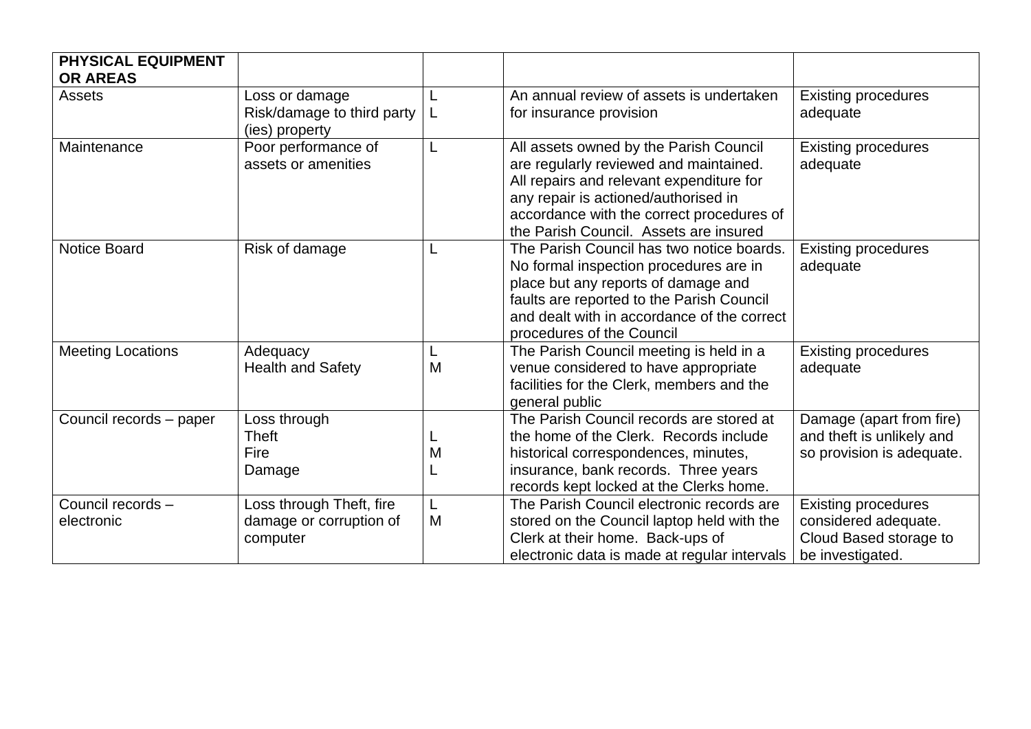| **PHYSICAL EQUIPMENT OR AREAS** | | | | |
|---|---|---|---|---|
| Assets | Loss or damage<br>Risk/damage to third party (ies) property | L<br>L | An annual review of assets is undertaken for insurance provision | Existing procedures adequate |
| Maintenance | Poor performance of assets or amenities | L | All assets owned by the Parish Council are regularly reviewed and maintained. All repairs and relevant expenditure for any repair is actioned/authorised in accordance with the correct procedures of the Parish Council. Assets are insured | Existing procedures adequate |
| Notice Board | Risk of damage | L | The Parish Council has two notice boards. No formal inspection procedures are in place but any reports of damage and faults are reported to the Parish Council and dealt with in accordance of the correct procedures of the Council | Existing procedures adequate |
| Meeting Locations | Adequacy<br>Health and Safety | L<br>M | The Parish Council meeting is held in a venue considered to have appropriate facilities for the Clerk, members and the general public | Existing procedures adequate |
| Council records – paper | Loss through<br>Theft<br>Fire<br>Damage | <br>L<br>M<br>L | The Parish Council records are stored at the home of the Clerk. Records include historical correspondences, minutes, insurance, bank records. Three years records kept locked at the Clerks home. | Damage (apart from fire) and theft is unlikely and so provision is adequate. |
| Council records – electronic | Loss through Theft, fire damage or corruption of computer | L<br>M | The Parish Council electronic records are stored on the Council laptop held with the Clerk at their home. Back-ups of electronic data is made at regular intervals | Existing procedures considered adequate. Cloud Based storage to be investigated. |